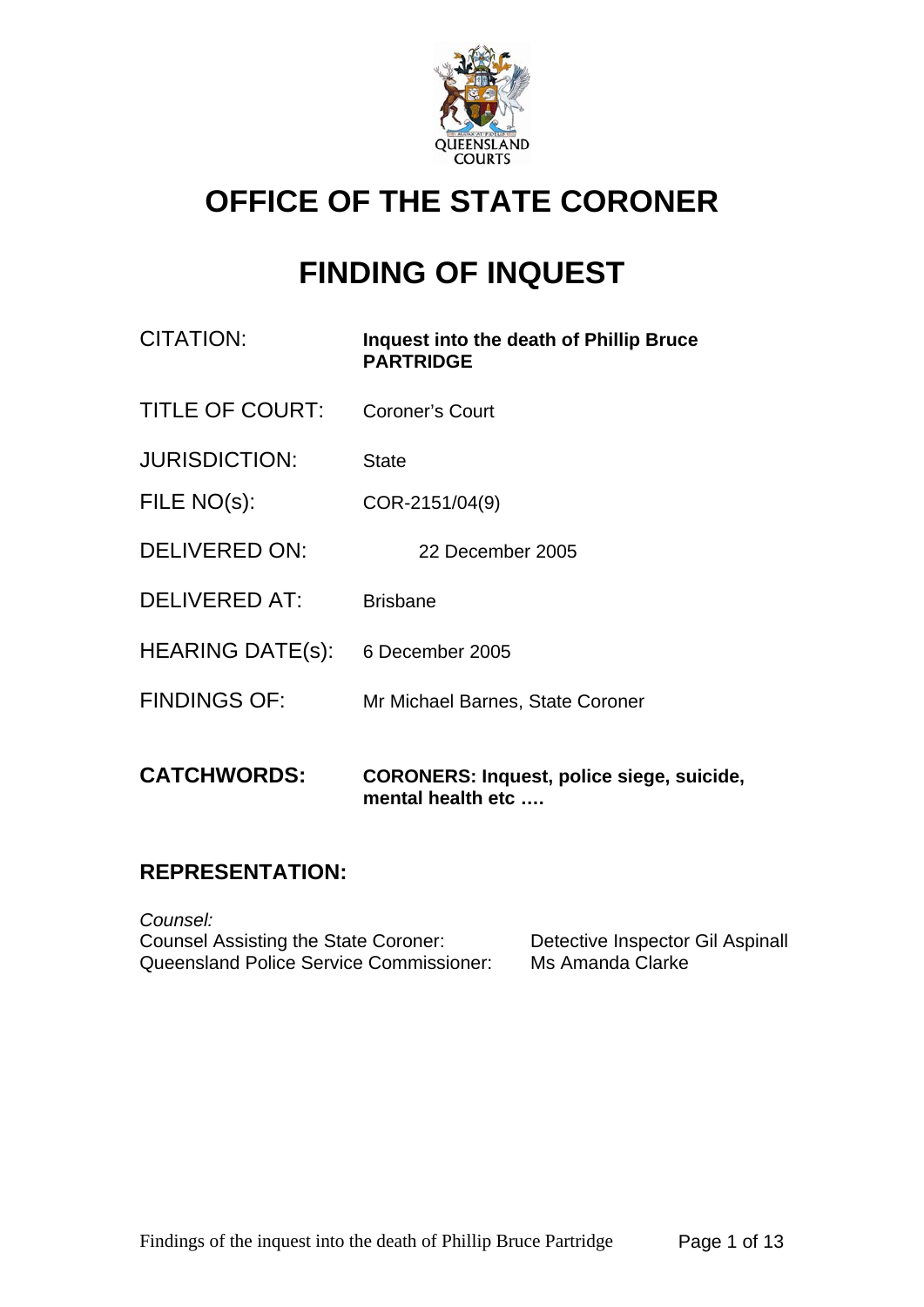# OFFICE OF THE STATE CORONER

# FINDING OF INQUEST

| | |
|---|---|
| CITATION: | **Inquest into the death of Phillip Bruce PARTRIDGE** |
| TITLE OF COURT: | Coroner's Court |
| JURISDICTION: | State |
| FILE NO(s): | COR-2151/04(9) |
| DELIVERED ON: | 22 December 2005 |
| DELIVERED AT: | Brisbane |
| HEARING DATE(s): | 6 December 2005 |
| FINDINGS OF: | Mr Michael Barnes, State Coroner |
| **CATCHWORDS:** | **CORONERS: Inquest, police siege, suicide, mental health etc ….** |

## REPRESENTATION:

*Counsel:*

| | |
|---|---|
| Counsel Assisting the State Coroner: | Detective Inspector Gil Aspinall |
| Queensland Police Service Commissioner: | Ms Amanda Clarke |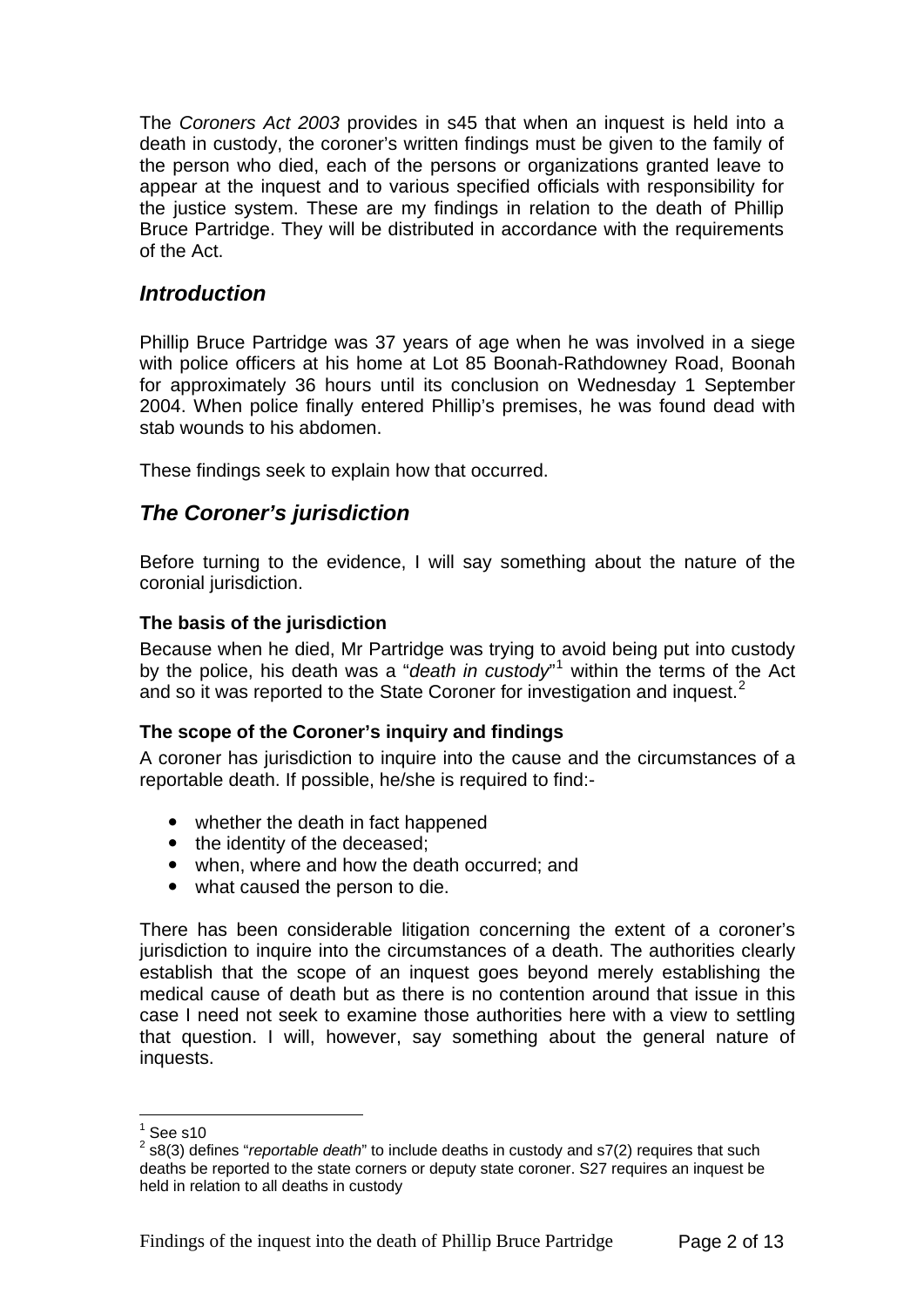The *Coroners Act 2003* provides in s45 that when an inquest is held into a death in custody, the coroner's written findings must be given to the family of the person who died, each of the persons or organizations granted leave to appear at the inquest and to various specified officials with responsibility for the justice system. These are my findings in relation to the death of Phillip Bruce Partridge. They will be distributed in accordance with the requirements of the Act.

## *Introduction*

Phillip Bruce Partridge was 37 years of age when he was involved in a siege with police officers at his home at Lot 85 Boonah-Rathdowney Road, Boonah for approximately 36 hours until its conclusion on Wednesday 1 September 2004. When police finally entered Phillip's premises, he was found dead with stab wounds to his abdomen.

These findings seek to explain how that occurred.

## *The Coroner's jurisdiction*

Before turning to the evidence, I will say something about the nature of the coronial jurisdiction.

### The basis of the jurisdiction

Because when he died, Mr Partridge was trying to avoid being put into custody by the police, his death was a "*death in custody*"[1] within the terms of the Act and so it was reported to the State Coroner for investigation and inquest.[2]

### The scope of the Coroner's inquiry and findings

A coroner has jurisdiction to inquire into the cause and the circumstances of a reportable death. If possible, he/she is required to find:-

- whether the death in fact happened
- the identity of the deceased;
- when, where and how the death occurred; and
- what caused the person to die.

There has been considerable litigation concerning the extent of a coroner's jurisdiction to inquire into the circumstances of a death. The authorities clearly establish that the scope of an inquest goes beyond merely establishing the medical cause of death but as there is no contention around that issue in this case I need not seek to examine those authorities here with a view to settling that question. I will, however, say something about the general nature of inquests.

---

[1] See s10

[2] s8(3) defines "*reportable death*" to include deaths in custody and s7(2) requires that such deaths be reported to the state corners or deputy state coroner. S27 requires an inquest be held in relation to all deaths in custody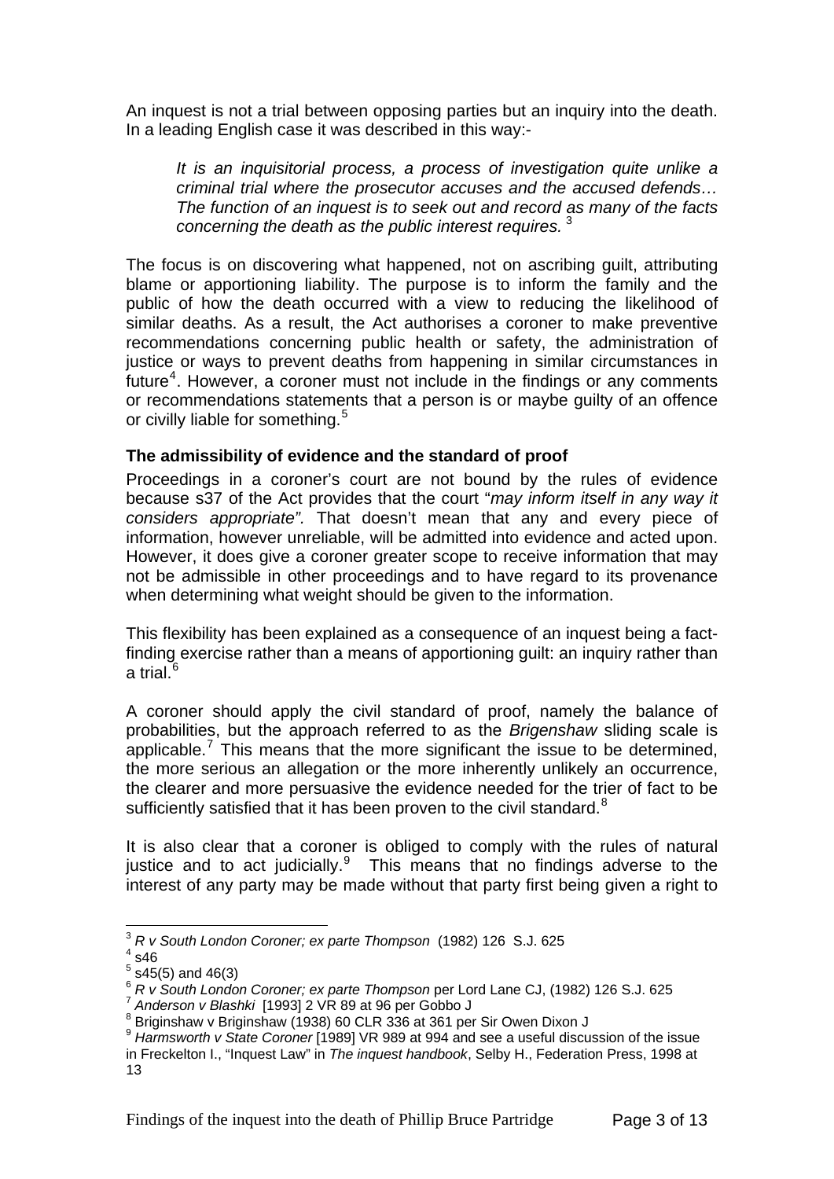An inquest is not a trial between opposing parties but an inquiry into the death. In a leading English case it was described in this way:-

> *It is an inquisitorial process, a process of investigation quite unlike a criminal trial where the prosecutor accuses and the accused defends… The function of an inquest is to seek out and record as many of the facts concerning the death as the public interest requires.* [3]

The focus is on discovering what happened, not on ascribing guilt, attributing blame or apportioning liability. The purpose is to inform the family and the public of how the death occurred with a view to reducing the likelihood of similar deaths. As a result, the Act authorises a coroner to make preventive recommendations concerning public health or safety, the administration of justice or ways to prevent deaths from happening in similar circumstances in future[4]. However, a coroner must not include in the findings or any comments or recommendations statements that a person is or maybe guilty of an offence or civilly liable for something.[5]

**The admissibility of evidence and the standard of proof**

Proceedings in a coroner's court are not bound by the rules of evidence because s37 of the Act provides that the court "*may inform itself in any way it considers appropriate".* That doesn't mean that any and every piece of information, however unreliable, will be admitted into evidence and acted upon. However, it does give a coroner greater scope to receive information that may not be admissible in other proceedings and to have regard to its provenance when determining what weight should be given to the information.

This flexibility has been explained as a consequence of an inquest being a fact-finding exercise rather than a means of apportioning guilt: an inquiry rather than a trial.[6]

A coroner should apply the civil standard of proof, namely the balance of probabilities, but the approach referred to as the *Brigenshaw* sliding scale is applicable.[7] This means that the more significant the issue to be determined, the more serious an allegation or the more inherently unlikely an occurrence, the clearer and more persuasive the evidence needed for the trier of fact to be sufficiently satisfied that it has been proven to the civil standard.[8]

It is also clear that a coroner is obliged to comply with the rules of natural justice and to act judicially.[9] This means that no findings adverse to the interest of any party may be made without that party first being given a right to

---

[3] *R v South London Coroner; ex parte Thompson* (1982) 126 S.J. 625

[4] s46

[5] s45(5) and 46(3)

[6] *R v South London Coroner; ex parte Thompson* per Lord Lane CJ, (1982) 126 S.J. 625

[7] *Anderson v Blashki* [1993] 2 VR 89 at 96 per Gobbo J

[8] Briginshaw v Briginshaw (1938) 60 CLR 336 at 361 per Sir Owen Dixon J

[9] *Harmsworth v State Coroner* [1989] VR 989 at 994 and see a useful discussion of the issue in Freckelton I., "Inquest Law" in *The inquest handbook*, Selby H., Federation Press, 1998 at 13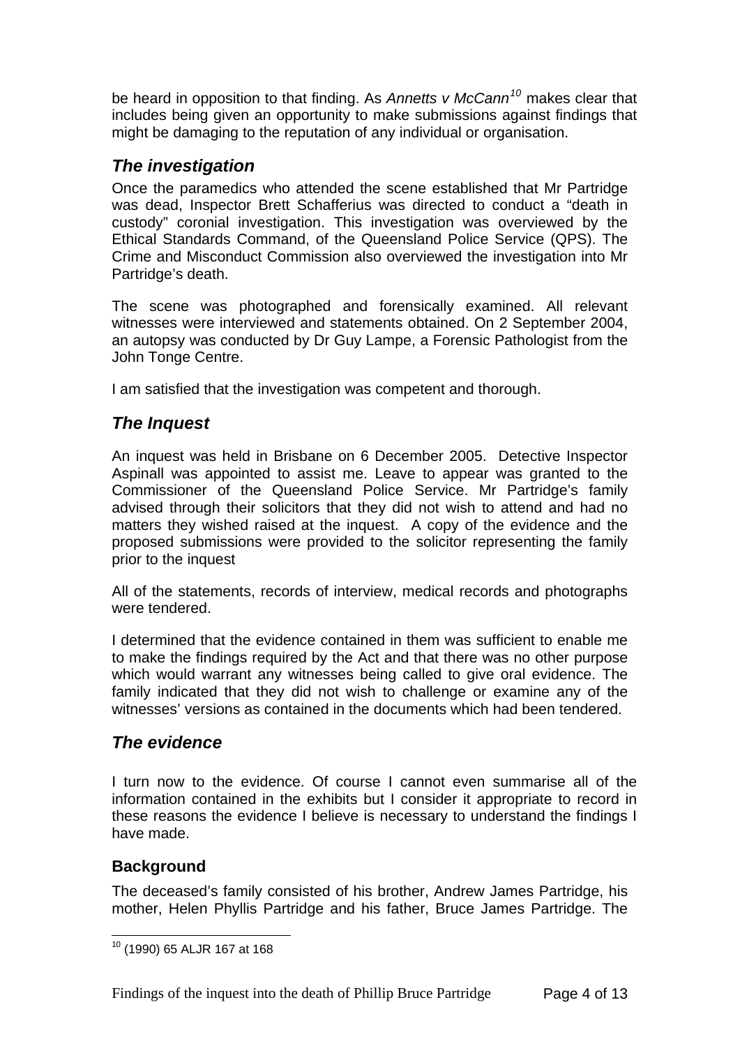be heard in opposition to that finding. As *Annetts v McCann*[10] makes clear that includes being given an opportunity to make submissions against findings that might be damaging to the reputation of any individual or organisation.

## *The investigation*

Once the paramedics who attended the scene established that Mr Partridge was dead, Inspector Brett Schafferius was directed to conduct a "death in custody" coronial investigation. This investigation was overviewed by the Ethical Standards Command, of the Queensland Police Service (QPS). The Crime and Misconduct Commission also overviewed the investigation into Mr Partridge's death.

The scene was photographed and forensically examined. All relevant witnesses were interviewed and statements obtained. On 2 September 2004, an autopsy was conducted by Dr Guy Lampe, a Forensic Pathologist from the John Tonge Centre.

I am satisfied that the investigation was competent and thorough.

## *The Inquest*

An inquest was held in Brisbane on 6 December 2005. Detective Inspector Aspinall was appointed to assist me. Leave to appear was granted to the Commissioner of the Queensland Police Service. Mr Partridge's family advised through their solicitors that they did not wish to attend and had no matters they wished raised at the inquest. A copy of the evidence and the proposed submissions were provided to the solicitor representing the family prior to the inquest

All of the statements, records of interview, medical records and photographs were tendered.

I determined that the evidence contained in them was sufficient to enable me to make the findings required by the Act and that there was no other purpose which would warrant any witnesses being called to give oral evidence. The family indicated that they did not wish to challenge or examine any of the witnesses' versions as contained in the documents which had been tendered.

## *The evidence*

I turn now to the evidence. Of course I cannot even summarise all of the information contained in the exhibits but I consider it appropriate to record in these reasons the evidence I believe is necessary to understand the findings I have made.

### **Background**

The deceased's family consisted of his brother, Andrew James Partridge, his mother, Helen Phyllis Partridge and his father, Bruce James Partridge. The

---

[10] (1990) 65 ALJR 167 at 168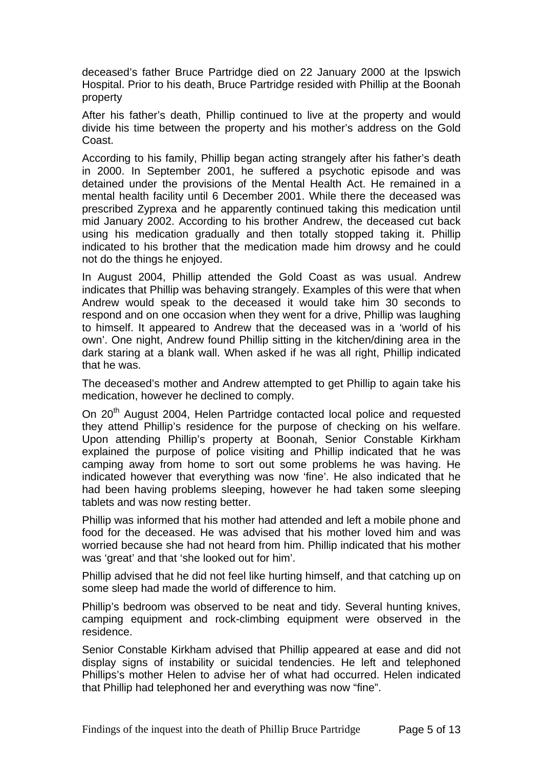deceased's father Bruce Partridge died on 22 January 2000 at the Ipswich Hospital. Prior to his death, Bruce Partridge resided with Phillip at the Boonah property

After his father's death, Phillip continued to live at the property and would divide his time between the property and his mother's address on the Gold Coast.

According to his family, Phillip began acting strangely after his father's death in 2000. In September 2001, he suffered a psychotic episode and was detained under the provisions of the Mental Health Act. He remained in a mental health facility until 6 December 2001. While there the deceased was prescribed Zyprexa and he apparently continued taking this medication until mid January 2002. According to his brother Andrew, the deceased cut back using his medication gradually and then totally stopped taking it. Phillip indicated to his brother that the medication made him drowsy and he could not do the things he enjoyed.

In August 2004, Phillip attended the Gold Coast as was usual. Andrew indicates that Phillip was behaving strangely. Examples of this were that when Andrew would speak to the deceased it would take him 30 seconds to respond and on one occasion when they went for a drive, Phillip was laughing to himself. It appeared to Andrew that the deceased was in a 'world of his own'. One night, Andrew found Phillip sitting in the kitchen/dining area in the dark staring at a blank wall. When asked if he was all right, Phillip indicated that he was.

The deceased's mother and Andrew attempted to get Phillip to again take his medication, however he declined to comply.

On 20th August 2004, Helen Partridge contacted local police and requested they attend Phillip's residence for the purpose of checking on his welfare. Upon attending Phillip's property at Boonah, Senior Constable Kirkham explained the purpose of police visiting and Phillip indicated that he was camping away from home to sort out some problems he was having. He indicated however that everything was now 'fine'. He also indicated that he had been having problems sleeping, however he had taken some sleeping tablets and was now resting better.

Phillip was informed that his mother had attended and left a mobile phone and food for the deceased. He was advised that his mother loved him and was worried because she had not heard from him. Phillip indicated that his mother was 'great' and that 'she looked out for him'.

Phillip advised that he did not feel like hurting himself, and that catching up on some sleep had made the world of difference to him.

Phillip's bedroom was observed to be neat and tidy. Several hunting knives, camping equipment and rock-climbing equipment were observed in the residence.

Senior Constable Kirkham advised that Phillip appeared at ease and did not display signs of instability or suicidal tendencies. He left and telephoned Phillips's mother Helen to advise her of what had occurred. Helen indicated that Phillip had telephoned her and everything was now "fine".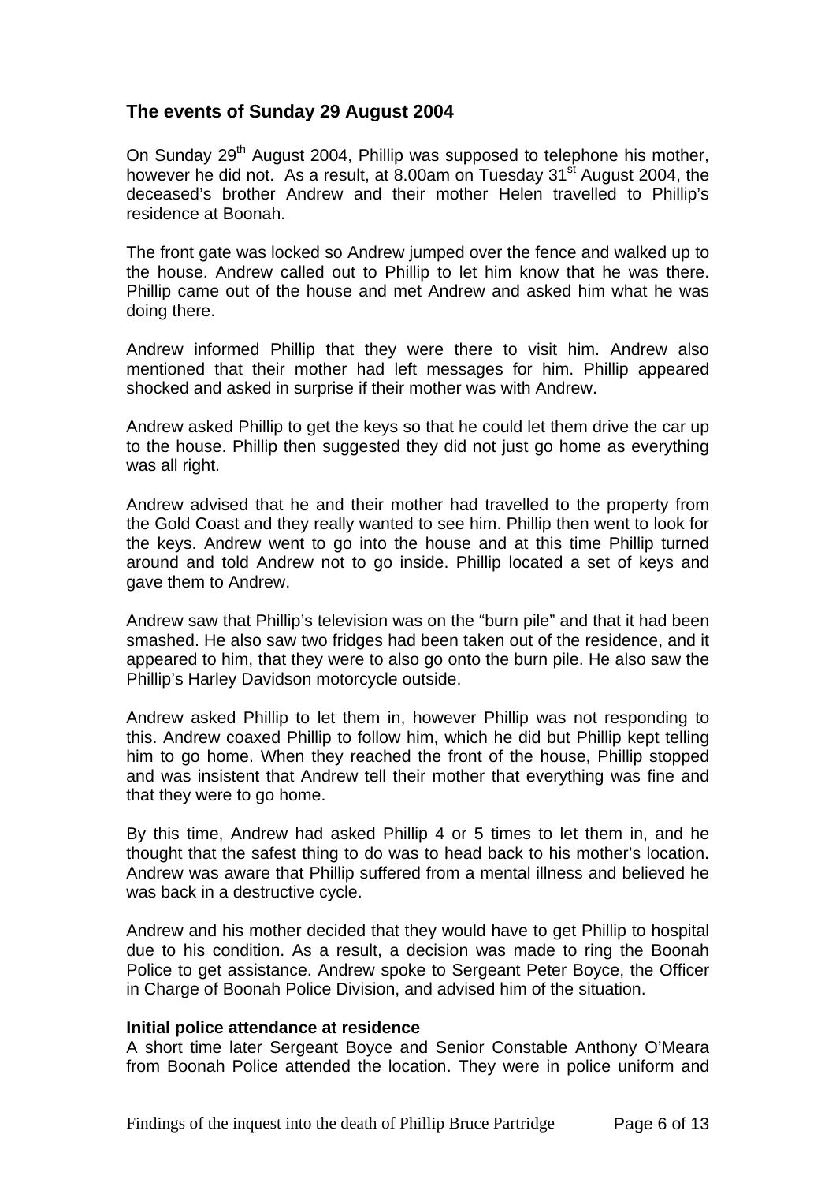## The events of Sunday 29 August 2004

On Sunday 29th August 2004, Phillip was supposed to telephone his mother, however he did not. As a result, at 8.00am on Tuesday 31st August 2004, the deceased's brother Andrew and their mother Helen travelled to Phillip's residence at Boonah.

The front gate was locked so Andrew jumped over the fence and walked up to the house. Andrew called out to Phillip to let him know that he was there. Phillip came out of the house and met Andrew and asked him what he was doing there.

Andrew informed Phillip that they were there to visit him. Andrew also mentioned that their mother had left messages for him. Phillip appeared shocked and asked in surprise if their mother was with Andrew.

Andrew asked Phillip to get the keys so that he could let them drive the car up to the house. Phillip then suggested they did not just go home as everything was all right.

Andrew advised that he and their mother had travelled to the property from the Gold Coast and they really wanted to see him. Phillip then went to look for the keys. Andrew went to go into the house and at this time Phillip turned around and told Andrew not to go inside. Phillip located a set of keys and gave them to Andrew.

Andrew saw that Phillip's television was on the "burn pile" and that it had been smashed. He also saw two fridges had been taken out of the residence, and it appeared to him, that they were to also go onto the burn pile. He also saw the Phillip's Harley Davidson motorcycle outside.

Andrew asked Phillip to let them in, however Phillip was not responding to this. Andrew coaxed Phillip to follow him, which he did but Phillip kept telling him to go home. When they reached the front of the house, Phillip stopped and was insistent that Andrew tell their mother that everything was fine and that they were to go home.

By this time, Andrew had asked Phillip 4 or 5 times to let them in, and he thought that the safest thing to do was to head back to his mother's location. Andrew was aware that Phillip suffered from a mental illness and believed he was back in a destructive cycle.

Andrew and his mother decided that they would have to get Phillip to hospital due to his condition. As a result, a decision was made to ring the Boonah Police to get assistance. Andrew spoke to Sergeant Peter Boyce, the Officer in Charge of Boonah Police Division, and advised him of the situation.

**Initial police attendance at residence**

A short time later Sergeant Boyce and Senior Constable Anthony O'Meara from Boonah Police attended the location. They were in police uniform and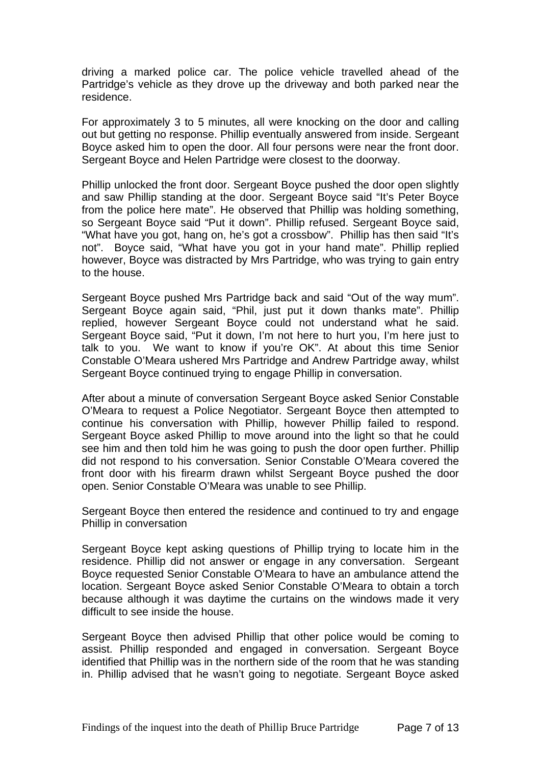driving a marked police car. The police vehicle travelled ahead of the Partridge's vehicle as they drove up the driveway and both parked near the residence.

For approximately 3 to 5 minutes, all were knocking on the door and calling out but getting no response. Phillip eventually answered from inside. Sergeant Boyce asked him to open the door. All four persons were near the front door. Sergeant Boyce and Helen Partridge were closest to the doorway.

Phillip unlocked the front door. Sergeant Boyce pushed the door open slightly and saw Phillip standing at the door. Sergeant Boyce said "It's Peter Boyce from the police here mate". He observed that Phillip was holding something, so Sergeant Boyce said "Put it down". Phillip refused. Sergeant Boyce said, "What have you got, hang on, he's got a crossbow". Phillip has then said "It's not". Boyce said, "What have you got in your hand mate". Phillip replied however, Boyce was distracted by Mrs Partridge, who was trying to gain entry to the house.

Sergeant Boyce pushed Mrs Partridge back and said "Out of the way mum". Sergeant Boyce again said, "Phil, just put it down thanks mate". Phillip replied, however Sergeant Boyce could not understand what he said. Sergeant Boyce said, "Put it down, I'm not here to hurt you, I'm here just to talk to you. We want to know if you're OK". At about this time Senior Constable O'Meara ushered Mrs Partridge and Andrew Partridge away, whilst Sergeant Boyce continued trying to engage Phillip in conversation.

After about a minute of conversation Sergeant Boyce asked Senior Constable O'Meara to request a Police Negotiator. Sergeant Boyce then attempted to continue his conversation with Phillip, however Phillip failed to respond. Sergeant Boyce asked Phillip to move around into the light so that he could see him and then told him he was going to push the door open further. Phillip did not respond to his conversation. Senior Constable O'Meara covered the front door with his firearm drawn whilst Sergeant Boyce pushed the door open. Senior Constable O'Meara was unable to see Phillip.

Sergeant Boyce then entered the residence and continued to try and engage Phillip in conversation

Sergeant Boyce kept asking questions of Phillip trying to locate him in the residence. Phillip did not answer or engage in any conversation. Sergeant Boyce requested Senior Constable O'Meara to have an ambulance attend the location. Sergeant Boyce asked Senior Constable O'Meara to obtain a torch because although it was daytime the curtains on the windows made it very difficult to see inside the house.

Sergeant Boyce then advised Phillip that other police would be coming to assist. Phillip responded and engaged in conversation. Sergeant Boyce identified that Phillip was in the northern side of the room that he was standing in. Phillip advised that he wasn't going to negotiate. Sergeant Boyce asked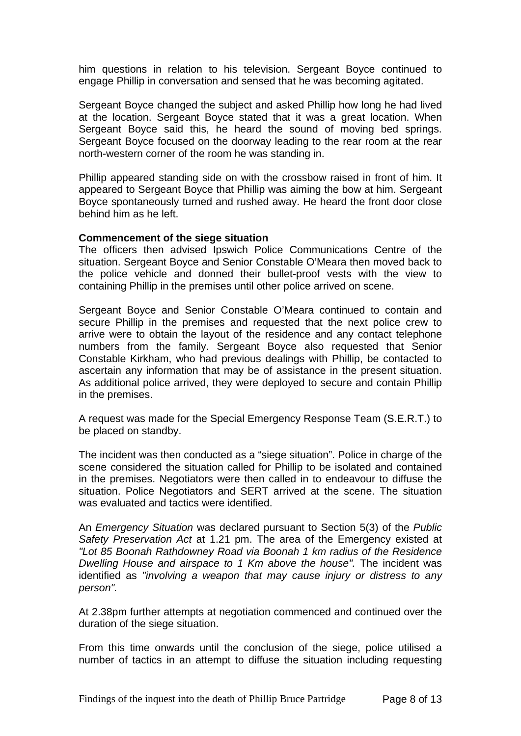him questions in relation to his television. Sergeant Boyce continued to engage Phillip in conversation and sensed that he was becoming agitated.

Sergeant Boyce changed the subject and asked Phillip how long he had lived at the location. Sergeant Boyce stated that it was a great location. When Sergeant Boyce said this, he heard the sound of moving bed springs. Sergeant Boyce focused on the doorway leading to the rear room at the rear north-western corner of the room he was standing in.

Phillip appeared standing side on with the crossbow raised in front of him. It appeared to Sergeant Boyce that Phillip was aiming the bow at him. Sergeant Boyce spontaneously turned and rushed away. He heard the front door close behind him as he left.

**Commencement of the siege situation**

The officers then advised Ipswich Police Communications Centre of the situation. Sergeant Boyce and Senior Constable O'Meara then moved back to the police vehicle and donned their bullet-proof vests with the view to containing Phillip in the premises until other police arrived on scene.

Sergeant Boyce and Senior Constable O'Meara continued to contain and secure Phillip in the premises and requested that the next police crew to arrive were to obtain the layout of the residence and any contact telephone numbers from the family. Sergeant Boyce also requested that Senior Constable Kirkham, who had previous dealings with Phillip, be contacted to ascertain any information that may be of assistance in the present situation. As additional police arrived, they were deployed to secure and contain Phillip in the premises.

A request was made for the Special Emergency Response Team (S.E.R.T.) to be placed on standby.

The incident was then conducted as a "siege situation". Police in charge of the scene considered the situation called for Phillip to be isolated and contained in the premises. Negotiators were then called in to endeavour to diffuse the situation. Police Negotiators and SERT arrived at the scene. The situation was evaluated and tactics were identified.

An *Emergency Situation* was declared pursuant to Section 5(3) of the *Public Safety Preservation Act* at 1.21 pm. The area of the Emergency existed at *"Lot 85 Boonah Rathdowney Road via Boonah 1 km radius of the Residence Dwelling House and airspace to 1 Km above the house".* The incident was identified as *"involving a weapon that may cause injury or distress to any person".*

At 2.38pm further attempts at negotiation commenced and continued over the duration of the siege situation.

From this time onwards until the conclusion of the siege, police utilised a number of tactics in an attempt to diffuse the situation including requesting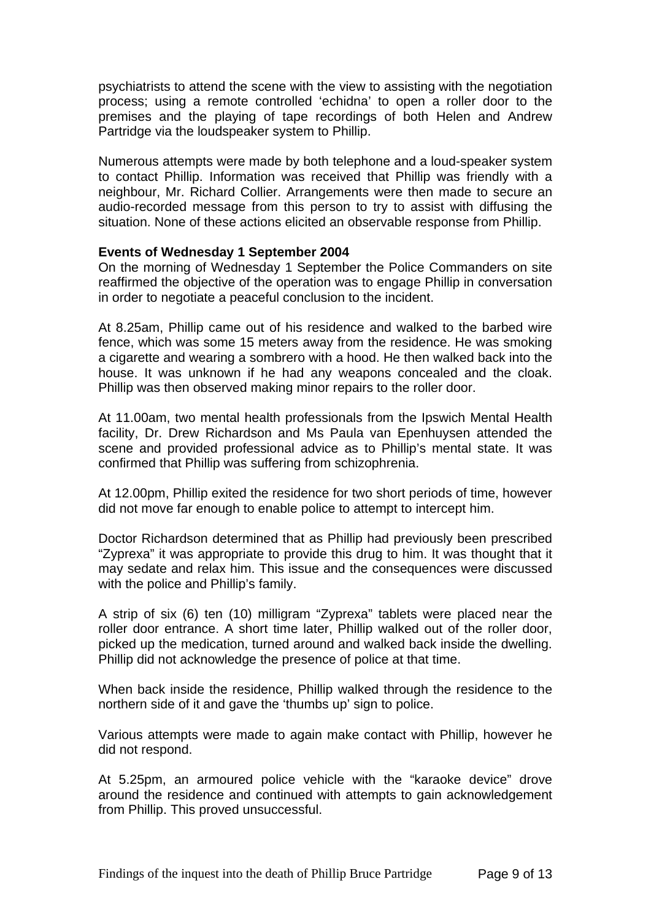psychiatrists to attend the scene with the view to assisting with the negotiation process; using a remote controlled 'echidna' to open a roller door to the premises and the playing of tape recordings of both Helen and Andrew Partridge via the loudspeaker system to Phillip.

Numerous attempts were made by both telephone and a loud-speaker system to contact Phillip. Information was received that Phillip was friendly with a neighbour, Mr. Richard Collier. Arrangements were then made to secure an audio-recorded message from this person to try to assist with diffusing the situation. None of these actions elicited an observable response from Phillip.

**Events of Wednesday 1 September 2004**

On the morning of Wednesday 1 September the Police Commanders on site reaffirmed the objective of the operation was to engage Phillip in conversation in order to negotiate a peaceful conclusion to the incident.

At 8.25am, Phillip came out of his residence and walked to the barbed wire fence, which was some 15 meters away from the residence. He was smoking a cigarette and wearing a sombrero with a hood. He then walked back into the house. It was unknown if he had any weapons concealed and the cloak. Phillip was then observed making minor repairs to the roller door.

At 11.00am, two mental health professionals from the Ipswich Mental Health facility, Dr. Drew Richardson and Ms Paula van Epenhuysen attended the scene and provided professional advice as to Phillip's mental state. It was confirmed that Phillip was suffering from schizophrenia.

At 12.00pm, Phillip exited the residence for two short periods of time, however did not move far enough to enable police to attempt to intercept him.

Doctor Richardson determined that as Phillip had previously been prescribed "Zyprexa" it was appropriate to provide this drug to him. It was thought that it may sedate and relax him. This issue and the consequences were discussed with the police and Phillip's family.

A strip of six (6) ten (10) milligram "Zyprexa" tablets were placed near the roller door entrance. A short time later, Phillip walked out of the roller door, picked up the medication, turned around and walked back inside the dwelling. Phillip did not acknowledge the presence of police at that time.

When back inside the residence, Phillip walked through the residence to the northern side of it and gave the 'thumbs up' sign to police.

Various attempts were made to again make contact with Phillip, however he did not respond.

At 5.25pm, an armoured police vehicle with the "karaoke device" drove around the residence and continued with attempts to gain acknowledgement from Phillip. This proved unsuccessful.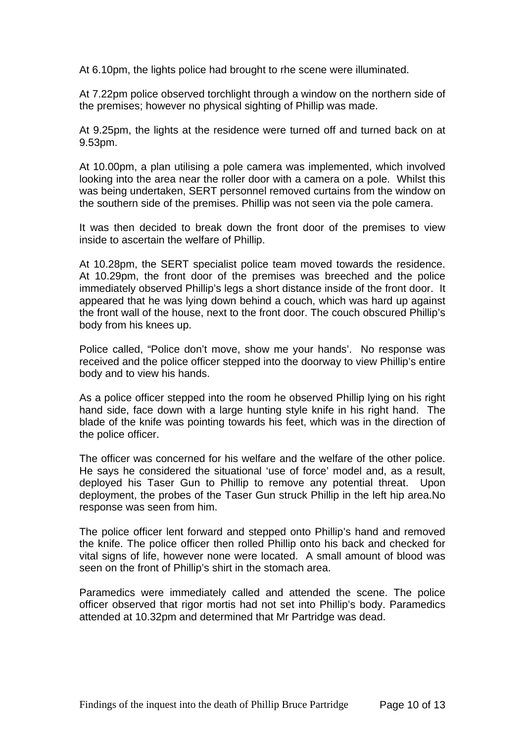At 6.10pm, the lights police had brought to rhe scene were illuminated.

At 7.22pm police observed torchlight through a window on the northern side of the premises; however no physical sighting of Phillip was made.

At 9.25pm, the lights at the residence were turned off and turned back on at 9.53pm.

At 10.00pm, a plan utilising a pole camera was implemented, which involved looking into the area near the roller door with a camera on a pole. Whilst this was being undertaken, SERT personnel removed curtains from the window on the southern side of the premises. Phillip was not seen via the pole camera.

It was then decided to break down the front door of the premises to view inside to ascertain the welfare of Phillip.

At 10.28pm, the SERT specialist police team moved towards the residence. At 10.29pm, the front door of the premises was breeched and the police immediately observed Phillip's legs a short distance inside of the front door. It appeared that he was lying down behind a couch, which was hard up against the front wall of the house, next to the front door. The couch obscured Phillip's body from his knees up.

Police called, "Police don't move, show me your hands'. No response was received and the police officer stepped into the doorway to view Phillip's entire body and to view his hands.

As a police officer stepped into the room he observed Phillip lying on his right hand side, face down with a large hunting style knife in his right hand. The blade of the knife was pointing towards his feet, which was in the direction of the police officer.

The officer was concerned for his welfare and the welfare of the other police. He says he considered the situational 'use of force' model and, as a result, deployed his Taser Gun to Phillip to remove any potential threat. Upon deployment, the probes of the Taser Gun struck Phillip in the left hip area.No response was seen from him.

The police officer lent forward and stepped onto Phillip's hand and removed the knife. The police officer then rolled Phillip onto his back and checked for vital signs of life, however none were located. A small amount of blood was seen on the front of Phillip's shirt in the stomach area.

Paramedics were immediately called and attended the scene. The police officer observed that rigor mortis had not set into Phillip's body. Paramedics attended at 10.32pm and determined that Mr Partridge was dead.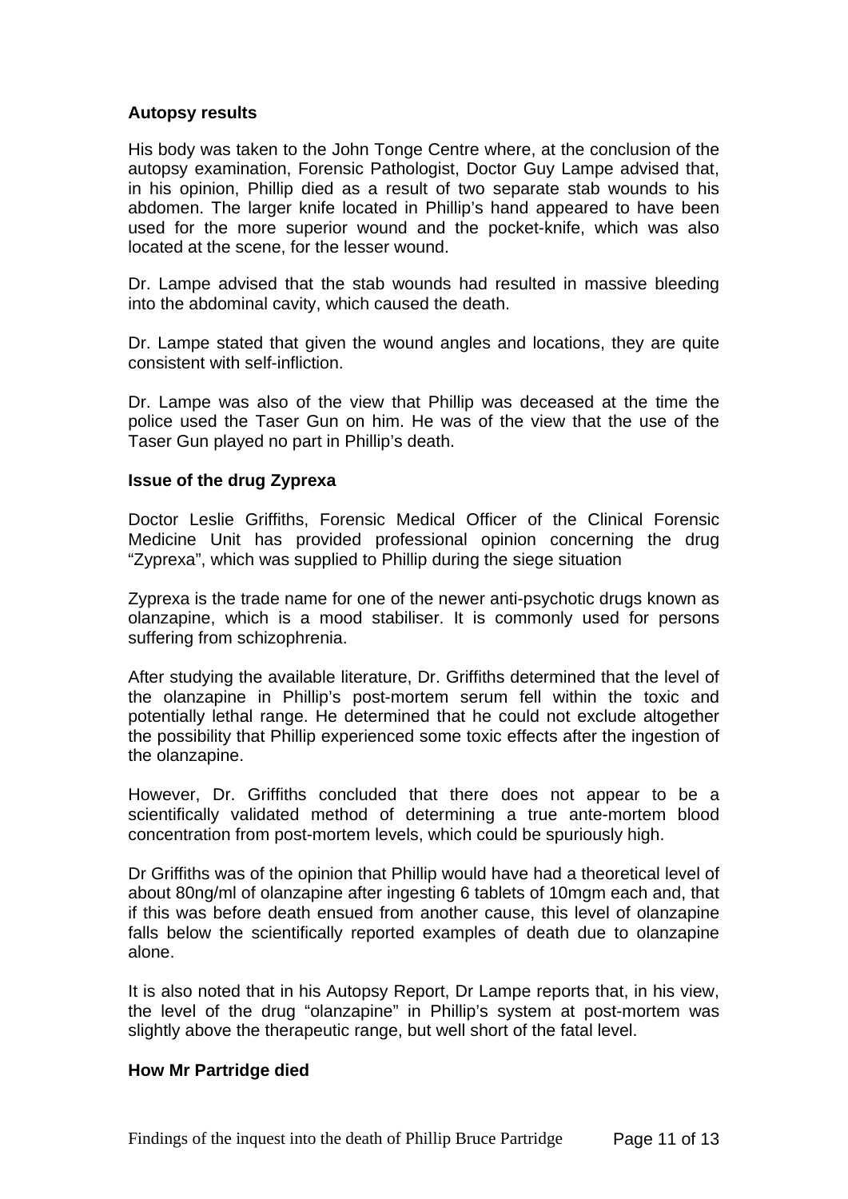**Autopsy results**

His body was taken to the John Tonge Centre where, at the conclusion of the autopsy examination, Forensic Pathologist, Doctor Guy Lampe advised that, in his opinion, Phillip died as a result of two separate stab wounds to his abdomen. The larger knife located in Phillip's hand appeared to have been used for the more superior wound and the pocket-knife, which was also located at the scene, for the lesser wound.

Dr. Lampe advised that the stab wounds had resulted in massive bleeding into the abdominal cavity, which caused the death.

Dr. Lampe stated that given the wound angles and locations, they are quite consistent with self-infliction.

Dr. Lampe was also of the view that Phillip was deceased at the time the police used the Taser Gun on him. He was of the view that the use of the Taser Gun played no part in Phillip's death.

**Issue of the drug Zyprexa**

Doctor Leslie Griffiths, Forensic Medical Officer of the Clinical Forensic Medicine Unit has provided professional opinion concerning the drug "Zyprexa", which was supplied to Phillip during the siege situation

Zyprexa is the trade name for one of the newer anti-psychotic drugs known as olanzapine, which is a mood stabiliser. It is commonly used for persons suffering from schizophrenia.

After studying the available literature, Dr. Griffiths determined that the level of the olanzapine in Phillip's post-mortem serum fell within the toxic and potentially lethal range. He determined that he could not exclude altogether the possibility that Phillip experienced some toxic effects after the ingestion of the olanzapine.

However, Dr. Griffiths concluded that there does not appear to be a scientifically validated method of determining a true ante-mortem blood concentration from post-mortem levels, which could be spuriously high.

Dr Griffiths was of the opinion that Phillip would have had a theoretical level of about 80ng/ml of olanzapine after ingesting 6 tablets of 10mgm each and, that if this was before death ensued from another cause, this level of olanzapine falls below the scientifically reported examples of death due to olanzapine alone.

It is also noted that in his Autopsy Report, Dr Lampe reports that, in his view, the level of the drug "olanzapine" in Phillip's system at post-mortem was slightly above the therapeutic range, but well short of the fatal level.

**How Mr Partridge died**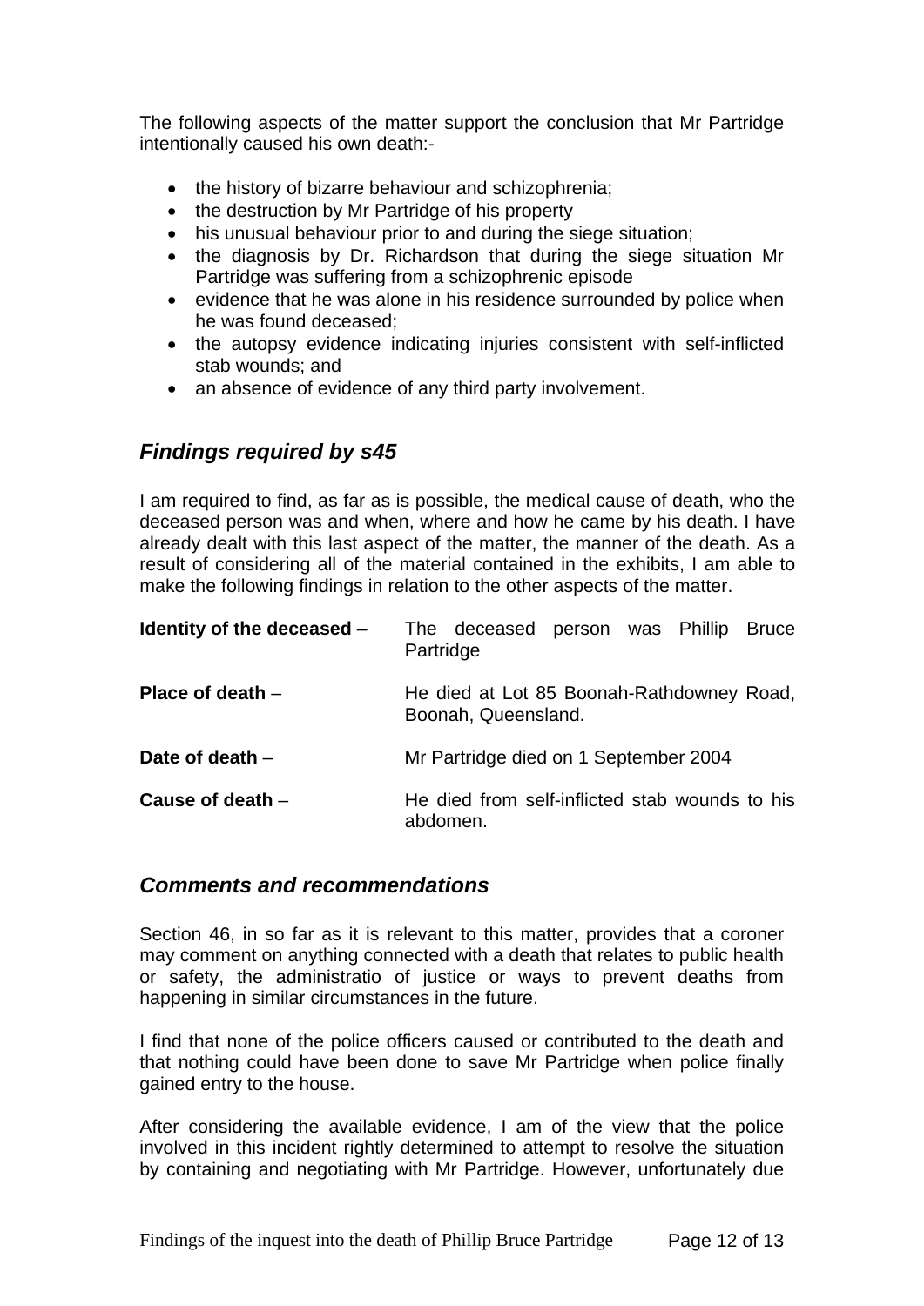The following aspects of the matter support the conclusion that Mr Partridge intentionally caused his own death:-

- the history of bizarre behaviour and schizophrenia;
- the destruction by Mr Partridge of his property
- his unusual behaviour prior to and during the siege situation;
- the diagnosis by Dr. Richardson that during the siege situation Mr Partridge was suffering from a schizophrenic episode
- evidence that he was alone in his residence surrounded by police when he was found deceased;
- the autopsy evidence indicating injuries consistent with self-inflicted stab wounds; and
- an absence of evidence of any third party involvement.

## *Findings required by s45*

I am required to find, as far as is possible, the medical cause of death, who the deceased person was and when, where and how he came by his death. I have already dealt with this last aspect of the matter, the manner of the death. As a result of considering all of the material contained in the exhibits, I am able to make the following findings in relation to the other aspects of the matter.

| | |
|---|---|
| **Identity of the deceased** – | The deceased person was Phillip Bruce Partridge |
| **Place of death** – | He died at Lot 85 Boonah-Rathdowney Road, Boonah, Queensland. |
| **Date of death** – | Mr Partridge died on 1 September 2004 |
| **Cause of death** – | He died from self-inflicted stab wounds to his abdomen. |

## *Comments and recommendations*

Section 46, in so far as it is relevant to this matter, provides that a coroner may comment on anything connected with a death that relates to public health or safety, the administratio of justice or ways to prevent deaths from happening in similar circumstances in the future.

I find that none of the police officers caused or contributed to the death and that nothing could have been done to save Mr Partridge when police finally gained entry to the house.

After considering the available evidence, I am of the view that the police involved in this incident rightly determined to attempt to resolve the situation by containing and negotiating with Mr Partridge. However, unfortunately due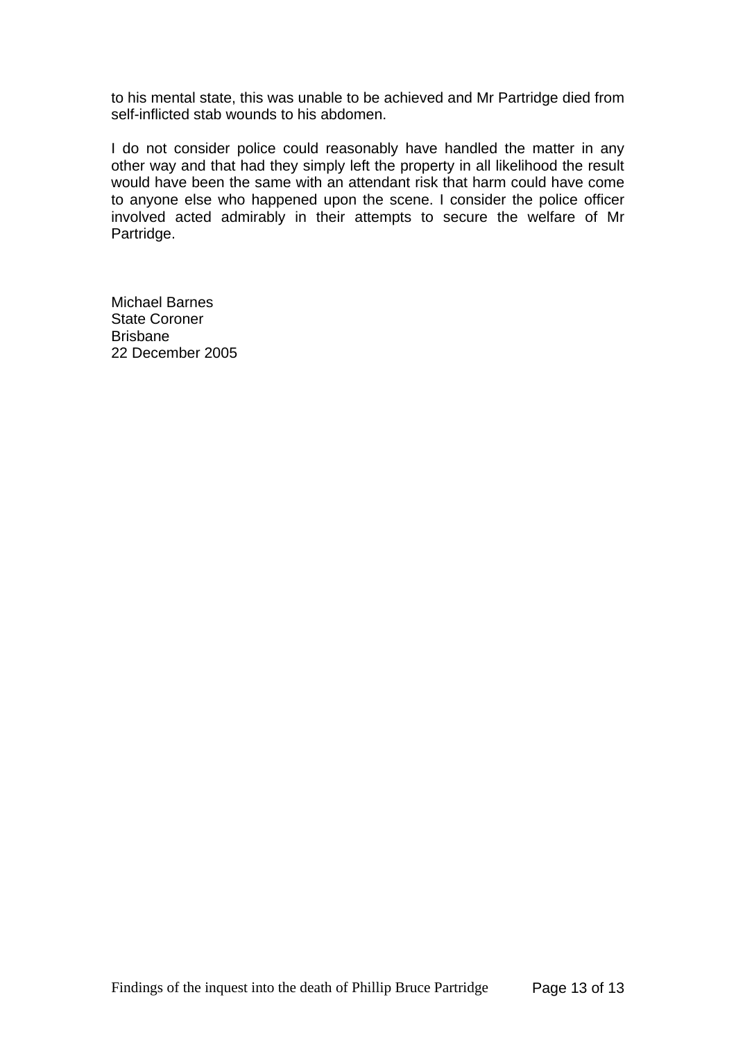to his mental state, this was unable to be achieved and Mr Partridge died from self-inflicted stab wounds to his abdomen.

I do not consider police could reasonably have handled the matter in any other way and that had they simply left the property in all likelihood the result would have been the same with an attendant risk that harm could have come to anyone else who happened upon the scene. I consider the police officer involved acted admirably in their attempts to secure the welfare of Mr Partridge.

Michael Barnes
State Coroner
Brisbane
22 December 2005